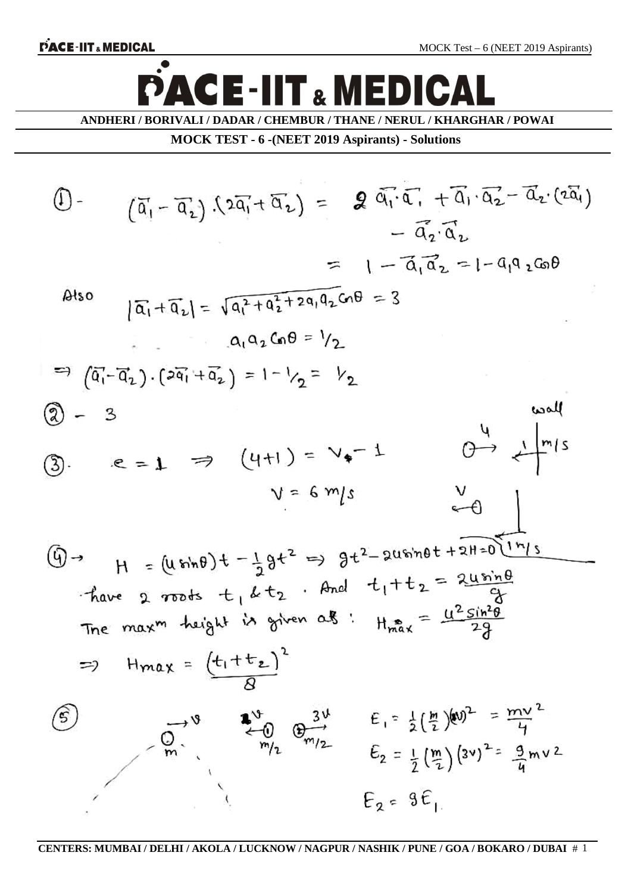# PACE-IIT & MEDICAL

**ANDHERI / BORIVALI / DADAR / CHEMBUR / THANE / NERUL / KHARGHAR / POWAI**

**MOCK TEST - 6 -(NEET 2019 Aspirants) - Solutions**

(1) - $(\vec{a_1} - \vec{a_2}).(2\vec{a_1} + \vec{a_2}) = 2\vec{a_1}\cdot\vec{a_1} + \vec{a_1}\cdot\vec{a_2} - \vec{a_2}\cdot(2\vec{a_1}) - \vec{a_2}\cdot\vec{a_2}$

$= 1 - \vec{a_1}\vec{a_2} = 1 - a_1 a_2 \cos\theta$

Also $|\vec{a_1} + \vec{a_2}| = \sqrt{a_1^2 + a_2^2 + 2a_1a_2\cos\theta} = 3$

$a_1 a_2 \cos\theta = 1/2$

$\Rightarrow (\vec{a_1} - \vec{a_2})\cdot(2\vec{a_1} + \vec{a_2}) = 1 - 1/2 = 1/2$

(2) - 3

(3). $e = 1 \Rightarrow (4+1) = V - 1$

$V = 6\ m/s$

(wall; ball moving at 4 towards wall moving at 1 m/s; after collision ball moves back with V, wall at 1 m/s)

(4) → $H = (u\sin\theta)t - \frac{1}{2}gt^2 \Rightarrow gt^2 - 2u\sin\theta t + 2H = 0$

have 2 roots $t_1$ & $t_2$. And $t_1 + t_2 = \frac{2u\sin\theta}{g}$

The max^m height is given as : $H_{max} = \frac{u^2\sin^2\theta}{2g}$

$\Rightarrow H_{max} = \frac{(t_1+t_2)^2}{8}$

(5) (mass $m$ moving with $v$ splits into two pieces $m/2$ moving with $v$ to the left and $m/2$ moving with $3v$ to the right)

$E_1 = \frac{1}{2}\left(\frac{m}{2}\right)(v)^2 = \frac{mv^2}{4}$

$E_2 = \frac{1}{2}\left(\frac{m}{2}\right)(3v)^2 = \frac{9}{4}mv^2$

$E_2 = 9E_1$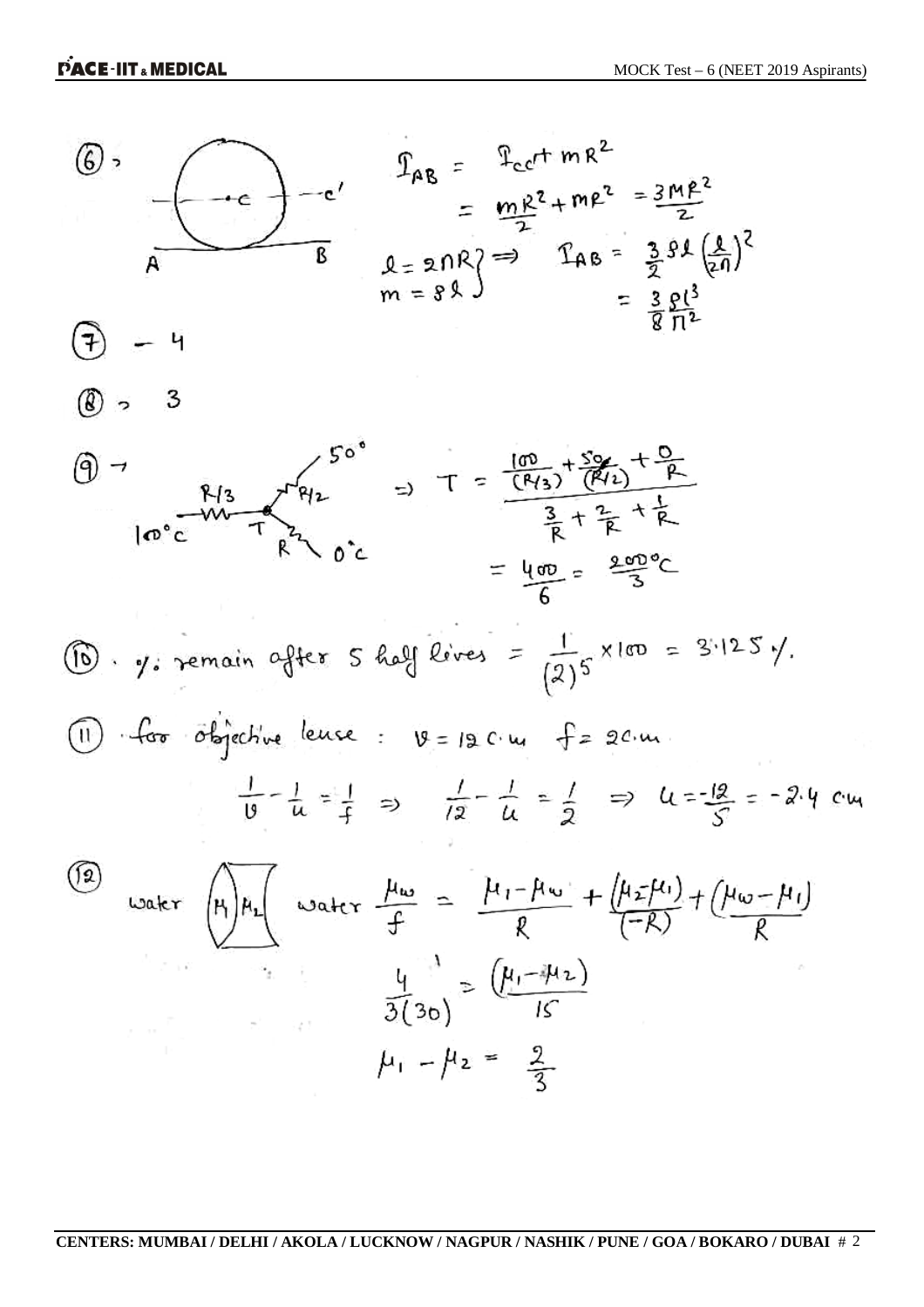(6) → 

$$I_{AB} = I_{cc'} + mR^2$$

$$= \frac{mR^2}{2} + mR^2 = \frac{3MR^2}{2}$$

$$\left.\begin{aligned} l &= 2\pi R \\ m &= \rho l \end{aligned}\right\} \Rightarrow \quad I_{AB} = \frac{3}{2}\rho l\left(\frac{l}{2\pi}\right)^2$$

$$= \frac{3}{8}\frac{\rho l^3}{\pi^2}$$

(7) – 4

(8) → 3

(9) → 

$$\Rightarrow \quad T = \frac{\frac{100}{(R/3)} + \frac{50}{(R/2)} + \frac{0}{R}}{\frac{3}{R} + \frac{2}{R} + \frac{1}{R}}$$

$$= \frac{400}{6} = \frac{200}{3}{}^\circ C$$

(10). % remain after 5 half lives $= \frac{1}{(2)^5} \times 100 = 3.125\,\%$.

(11) for objective lense : $v = 12$ c.m $f = 2$c.m

$$\frac{1}{v} - \frac{1}{u} = \frac{1}{f} \Rightarrow \frac{1}{12} - \frac{1}{u} = \frac{1}{2} \Rightarrow u = \frac{-12}{5} = -2.4 \text{ cm}$$

(12) water $(\mu_1)\,\mu_2($ water

$$\frac{\mu_w}{f} = \frac{\mu_1 - \mu_w}{R} + \frac{(\mu_2 - \mu_1)}{(-R)} + \frac{(\mu_w - \mu_1)}{R}$$

$$\frac{4}{3(30)} = \frac{(\mu_1 - \mu_2)}{15}$$

$$\mu_1 - \mu_2 = \frac{2}{3}$$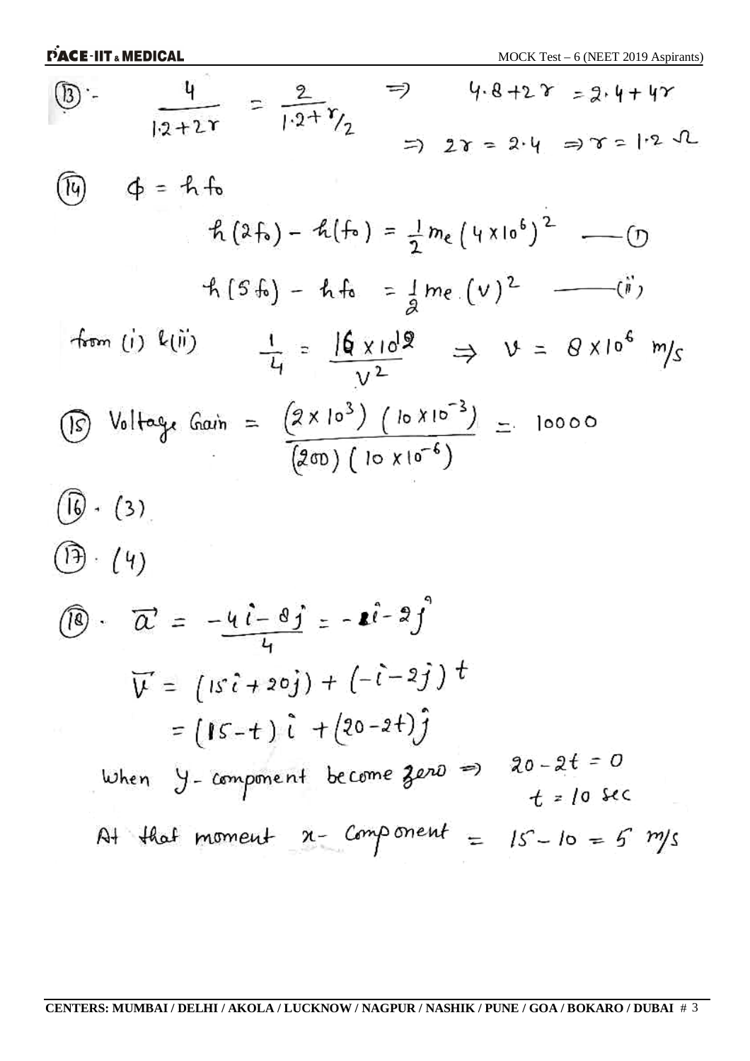(13) :- $\dfrac{4}{1.2+2r} = \dfrac{2}{1.2+r/2} \Rightarrow 4.8+2r = 2.4+4r$

$\Rightarrow 2r = 2.4 \Rightarrow r = 1.2\ \Omega$

(14) $\phi = hf_0$

$$h(2f_0) - h(f_0) = \frac{1}{2}m_e(4\times10^6)^2 \quad \text{——(i)}$$

$$h(5f_0) - hf_0 = \frac{1}{2}m_e(v)^2 \quad \text{——(ii)}$$

from (i) & (ii) $\dfrac{1}{4} = \dfrac{16\times10^{12}}{v^2} \Rightarrow v = 8\times10^6\ m/s$

(15) Voltage Gain $= \dfrac{(2\times10^3)(10\times10^{-3})}{(200)(10\times10^{-6})} = 10000$

(16). (3)

(17). (4)

(18). $\vec{a} = \dfrac{-4\hat{i}-8\hat{j}}{4} = -\hat{i}-2\hat{j}$

$$\vec{v} = (15\hat{i}+20\hat{j}) + (-\hat{i}-2\hat{j})t$$
$$= (15-t)\hat{i} + (20-2t)\hat{j}$$

When y-component become zero $\Rightarrow 20-2t = 0$

$t = 10$ sec

At that moment x-component $= 15-10 = 5\ m/s$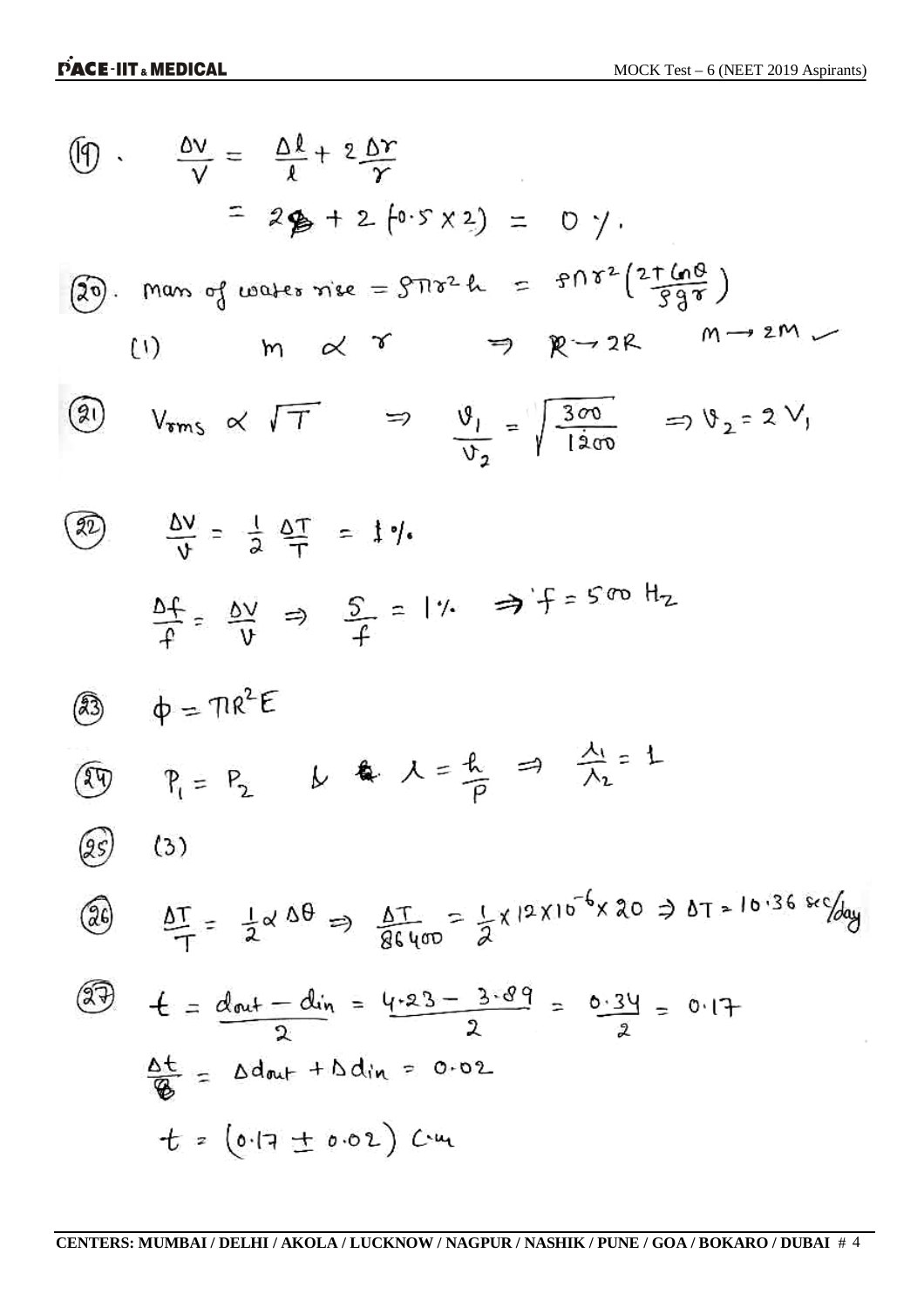(19). $\frac{\Delta V}{V} = \frac{\Delta l}{l} + 2\frac{\Delta r}{r}$

$= 2 + 2(0.5 \times 2) = 0\ \%.$

(20). mass of water rise $= \rho \pi r^2 h = \rho \pi r^2 \left(\frac{2T\cos\theta}{\rho g r}\right)$

(1) $m \propto r \Rightarrow R \to 2R \quad M \to 2M$ ✓

(21) $V_{rms} \propto \sqrt{T} \Rightarrow \frac{v_1}{v_2} = \sqrt{\frac{300}{1200}} \Rightarrow v_2 = 2V_1$

(22) $\frac{\Delta v}{v} = \frac{1}{2}\frac{\Delta T}{T} = 1\%$

$\frac{\Delta f}{f} = \frac{\Delta v}{v} \Rightarrow \frac{5}{f} = 1\% \Rightarrow f = 500\ Hz$

(23) $\phi = \pi R^2 E$

(24) $P_1 = P_2$ & $\lambda = \frac{h}{P} \Rightarrow \frac{\lambda_1}{\lambda_2} = 1$

(25) (3)

(26) $\frac{\Delta T}{T} = \frac{1}{2}\alpha\,\Delta\theta \Rightarrow \frac{\Delta T}{86400} = \frac{1}{2} \times 12 \times 10^{-6} \times 20 \Rightarrow \Delta T = 10.36$ sec/day

(27) $t = \frac{d_{out} - d_{in}}{2} = \frac{4.23 - 3.89}{2} = \frac{0.34}{2} = 0.17$

$\Delta t = \Delta d_{out} + \Delta d_{in} = 0.02$

$t = (0.17 \pm 0.02)$ cm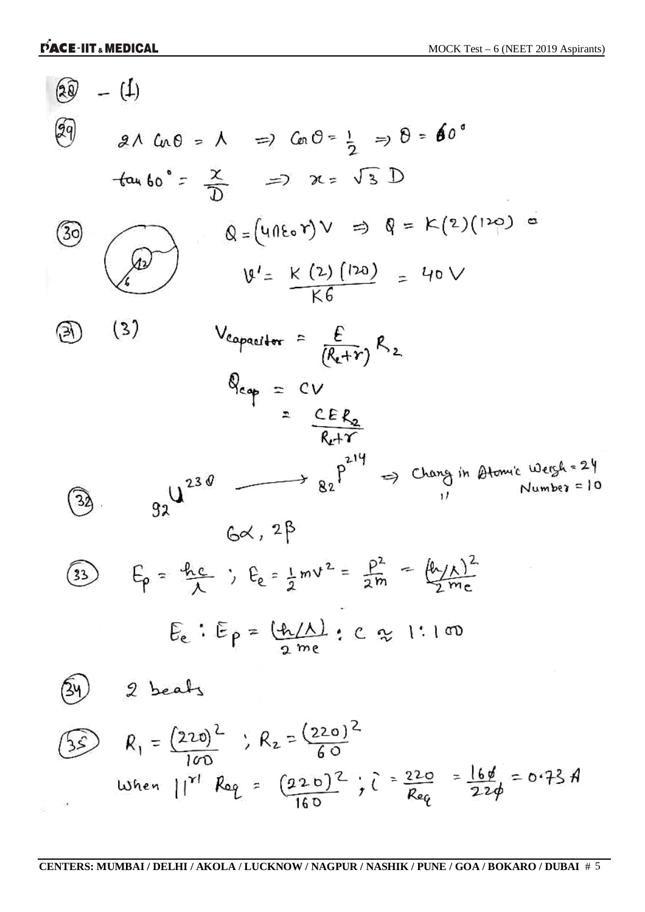(28) – (1)

(29) $2\lambda \cos\theta = \lambda \Rightarrow \cos\theta = \frac{1}{2} \Rightarrow \theta = 60°$

$\tan 60° = \frac{x}{D} \Rightarrow x = \sqrt{3}\,D$

(30) $Q = (4\pi\varepsilon_0 r)V \Rightarrow Q = K(2)(120)$

$V' = \frac{K(2)(120)}{K6} = 40\,V$

(31) (3) $V_{capacitor} = \frac{E}{(R_2+r)} R_2$

$Q_{cap} = CV$

$= \frac{CER_2}{R_2+r}$

(32) ${}_{92}U^{230} \longrightarrow {}_{82}P^{214} \Rightarrow$ Chang in Atomic Weigh = 24, " Number = 10

$6\alpha, 2\beta$

(33) $E_p = \frac{hc}{\lambda}$ ; $E_e = \frac{1}{2}mv^2 = \frac{P^2}{2m} = \frac{(h/\lambda)^2}{2m_e}$

$E_e : E_p = \frac{(h/\lambda)}{2m_e} : c \approx 1 : 100$

(34) 2 beats

(35) $R_1 = \frac{(220)^2}{100}$ ; $R_2 = \frac{(220)^2}{60}$

When $||^{rl}$ $R_{eq} = \frac{(220)^2}{160}$ ; $i = \frac{220}{R_{eq}} = \frac{160}{220} = 0.73\,A$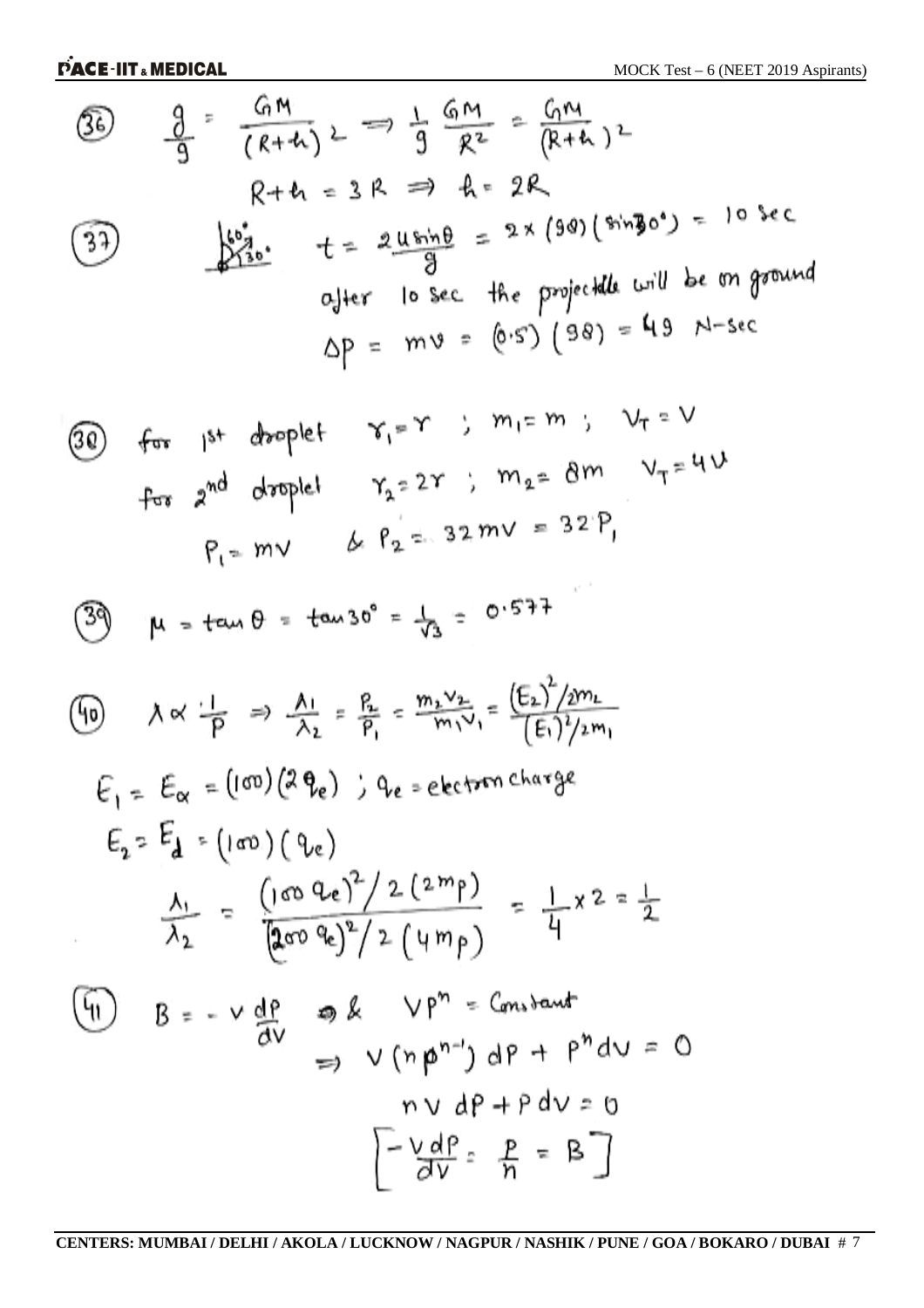(36) $\frac{g}{9} = \frac{GM}{(R+h)^2} \Rightarrow \frac{1}{9}\frac{GM}{R^2} = \frac{GM}{(R+h)^2}$

$$R + h = 3R \Rightarrow h = 2R$$

(37) $60°$, $30°$ $\quad t = \frac{2u\sin\theta}{g} = 2 \times (98)(\sin 30°) = 10 \text{ sec}$

after 10 sec the projectile will be on ground

$$\Delta P = mv = (0.5)(98) = 49 \text{ N-sec}$$

(38) for 1st droplet $r_1 = r$ ; $m_1 = m$ ; $V_T = V$

for 2nd droplet $r_2 = 2r$ ; $m_2 = 8m$ $\quad V_T = 4V$

$$P_1 = mV \quad \& \quad P_2 = 32mV = 32P_1$$

(39) $\mu = \tan\theta = \tan 30° = \frac{1}{\sqrt{3}} = 0.577$

(40) $\lambda \propto \frac{1}{P} \Rightarrow \frac{\lambda_1}{\lambda_2} = \frac{P_2}{P_1} = \frac{m_2 v_2}{m_1 v_1} = \frac{(E_2)^2/2m_2}{(E_1)^2/2m_1}$

$E_1 = E_\alpha = (100)(2q_e)$ ; $q_e$ = electron charge

$E_2 = E_d = (100)(q_e)$

$$\frac{\lambda_1}{\lambda_2} = \frac{(100\, q_e)^2/2(2m_p)}{(200\, q_e)^2/2(4m_p)} = \frac{1}{4} \times 2 = \frac{1}{2}$$

(41) $B = -V\frac{dP}{dV}$ $\quad \& \quad VP^n = \text{Constant}$

$$\Rightarrow V(nP^{n-1})\,dP + P^n dV = 0$$

$$nV\,dP + P\,dV = 0$$

$$\left[-\frac{V\,dP}{dV} = \frac{P}{n} = B\right]$$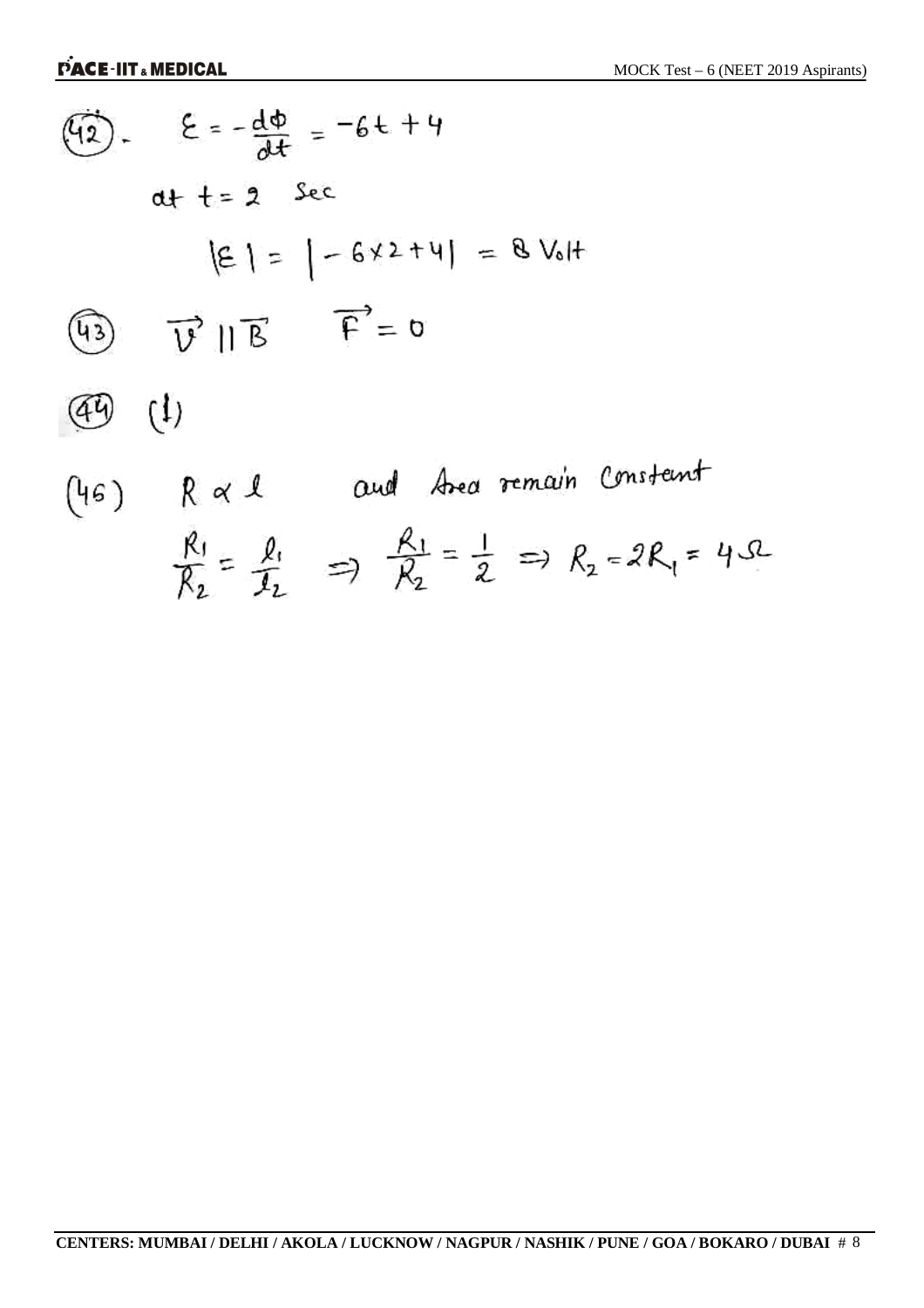(42). $\varepsilon = -\frac{d\phi}{dt} = -6t + 4$

at $t = 2$ Sec

$$|\varepsilon| = |-6 \times 2 + 4| = 8 \text{ Volt}$$

(43) $\vec{v} \parallel \vec{B}$ $\quad \vec{F} = 0$

(44) (1)

(46) $R \propto l$ and Area remain Constant

$$\frac{R_1}{R_2} = \frac{l_1}{l_2} \Rightarrow \frac{R_1}{R_2} = \frac{1}{2} \Rightarrow R_2 = 2R_1 = 4\,\Omega$$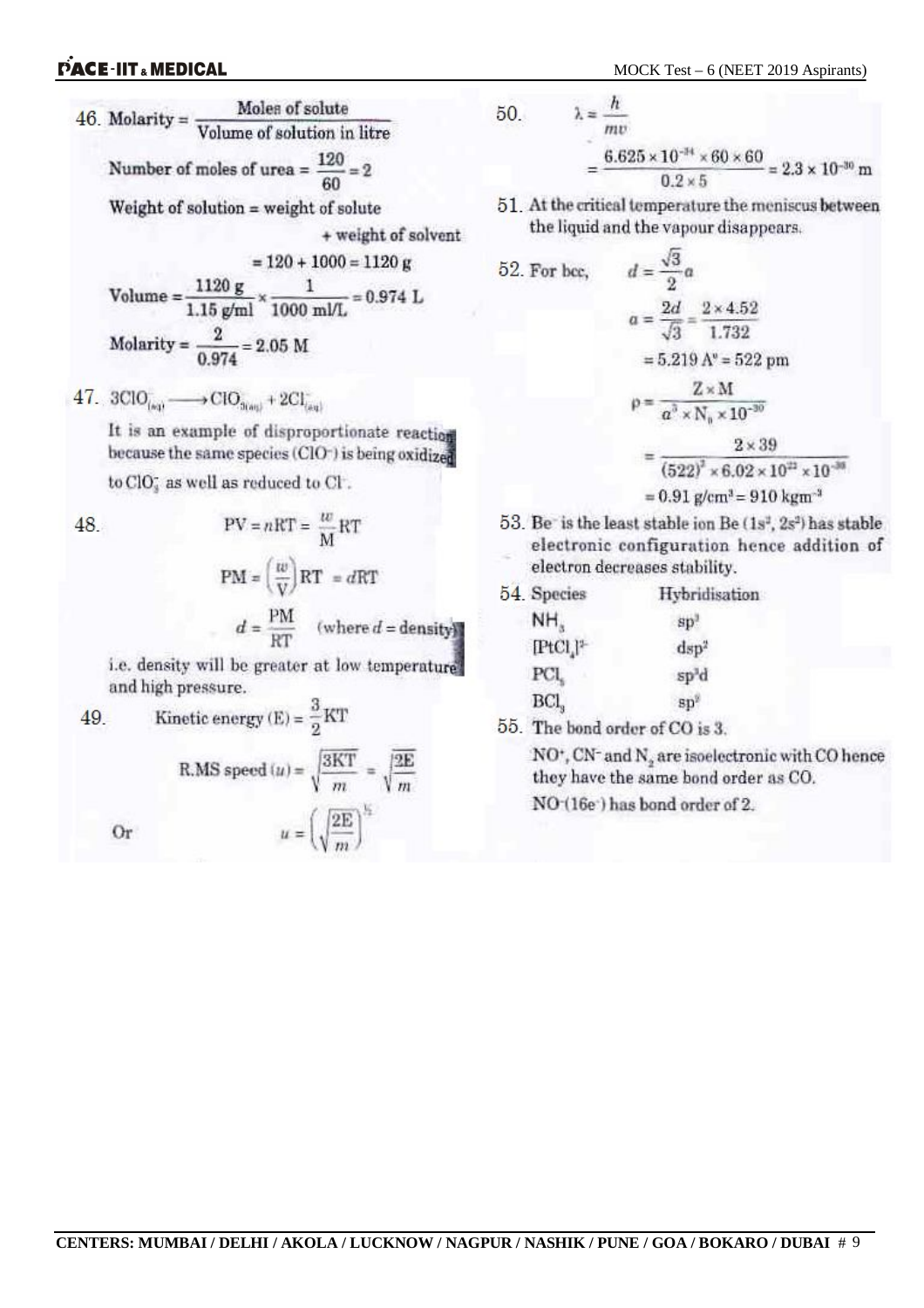46. Molarity = $\dfrac{\text{Moles of solute}}{\text{Volume of solution in litre}}$

Number of moles of urea = $\dfrac{120}{60} = 2$

Weight of solution = weight of solute + weight of solvent

$= 120 + 1000 = 1120$ g

Volume = $\dfrac{1120\text{ g}}{1.15\text{ g/ml}} \times \dfrac{1}{1000\text{ ml/L}} = 0.974$ L

Molarity = $\dfrac{2}{0.974} = 2.05$ M

47. $3ClO^-_{(aq)} \longrightarrow ClO^-_{3(aq)} + 2Cl^-_{(aq)}$

It is an example of disproportionate reaction because the same species ($ClO^-$) is being oxidized to $ClO_3^-$ as well as reduced to $Cl^-$.

48.
$$PV = nRT = \frac{w}{M}RT$$
$$PM = \left(\frac{w}{V}\right)RT = dRT$$
$$d = \frac{PM}{RT} \quad (\text{where } d = \text{density})$$

i.e. density will be greater at low temperature and high pressure.

49. Kinetic energy (E) = $\dfrac{3}{2}KT$

R.MS speed $(u) = \sqrt{\dfrac{3KT}{m}} = \sqrt{\dfrac{2E}{m}}$

Or $\quad u = \left(\sqrt{\dfrac{2E}{m}}\right)^{\frac{1}{2}}$

50.
$$\lambda = \frac{h}{mv}$$
$$= \frac{6.625 \times 10^{-34} \times 60 \times 60}{0.2 \times 5} = 2.3 \times 10^{-30} \text{ m}$$

51. At the critical temperature the meniscus between the liquid and the vapour disappears.

52. For bcc, $\quad d = \dfrac{\sqrt{3}}{2}a$

$$a = \frac{2d}{\sqrt{3}} = \frac{2 \times 4.52}{1.732}$$
$$= 5.219 \text{ A}^\circ = 522 \text{ pm}$$
$$\rho = \frac{Z \times M}{a^3 \times N_0 \times 10^{-30}}$$
$$= \frac{2 \times 39}{(522)^3 \times 6.02 \times 10^{23} \times 10^{-30}}$$
$$= 0.91 \text{ g/cm}^3 = 910 \text{ kgm}^{-3}$$

53. $Be^-$ is the least stable ion Be ($1s^2, 2s^2$) has stable electronic configuration hence addition of electron decreases stability.

54.

| Species | Hybridisation |
|---|---|
| $NH_3$ | $sp^3$ |
| $[PtCl_4]^{2-}$ | $dsp^2$ |
| $PCl_5$ | $sp^3d$ |
| $BCl_3$ | $sp^2$ |

55. The bond order of CO is 3.

$NO^+$, $CN^-$ and $N_2$ are isoelectronic with CO hence they have the same bond order as CO.

$NO^-$($16e^-$) has bond order of 2.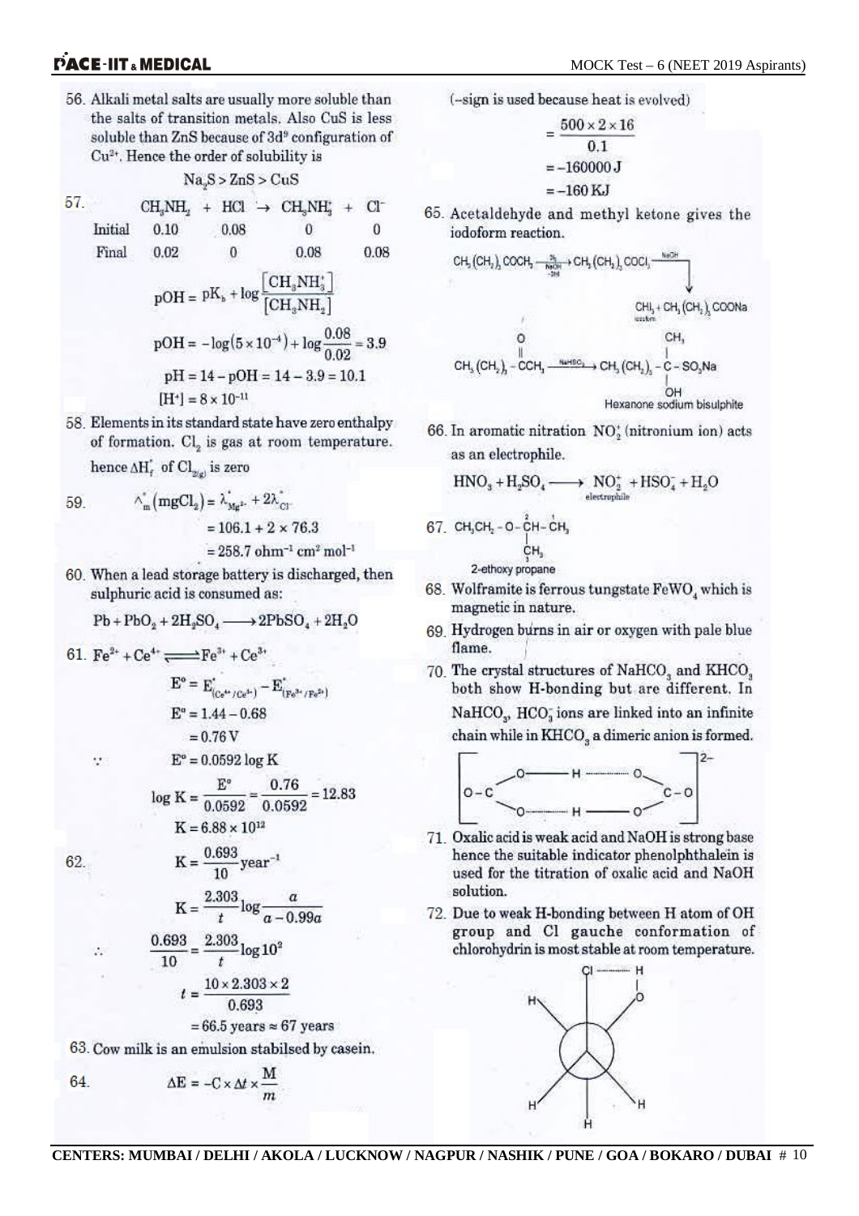56. Alkali metal salts are usually more soluble than the salts of transition metals. Also CuS is less soluble than ZnS because of $3d^9$ configuration of $Cu^{2+}$. Hence the order of solubility is

$$Na_2S > ZnS > CuS$$

57.

| | $CH_3NH_2$ | + | $HCl$ | $\rightarrow$ | $CH_3NH_3^+$ | + | $Cl^-$ |
|---|---|---|---|---|---|---|---|
| Initial | 0.10 | | 0.08 | | 0 | | 0 |
| Final | 0.02 | | 0 | | 0.08 | | 0.08 |

$$pOH = pK_b + \log\frac{[CH_3NH_3^+]}{[CH_3NH_2]}$$

$$pOH = -\log(5\times10^{-4}) + \log\frac{0.08}{0.02} = 3.9$$

$$pH = 14 - pOH = 14 - 3.9 = 10.1$$

$$[H^+] = 8\times10^{-11}$$

58. Elements in its standard state have zero enthalpy of formation. $Cl_2$ is gas at room temperature. hence $\Delta H_f^\circ$ of $Cl_{2(g)}$ is zero

59.

$$\wedge_m^\circ(MgCl_2) = \lambda_{Mg^{2+}}^\circ + 2\lambda_{Cl^-}^\circ$$

$$= 106.1 + 2\times76.3$$

$$= 258.7\ \text{ohm}^{-1}\ \text{cm}^2\ \text{mol}^{-1}$$

60. When a lead storage battery is discharged, then sulphuric acid is consumed as:

$$Pb + PbO_2 + 2H_2SO_4 \longrightarrow 2PbSO_4 + 2H_2O$$

61. $Fe^{2+} + Ce^{4+} \rightleftharpoons Fe^{3+} + Ce^{3+}$

$$E^\circ = E^\circ_{(Ce^{4+}/Ce^{3+})} - E^\circ_{(Fe^{3+}/Fe^{2+})}$$

$$E^\circ = 1.44 - 0.68$$

$$= 0.76\ V$$

$$\because \quad E^\circ = 0.0592\log K$$

$$\log K = \frac{E^\circ}{0.0592} = \frac{0.76}{0.0592} = 12.83$$

$$K = 6.88\times10^{12}$$

62.

$$K = \frac{0.693}{10}\text{year}^{-1}$$

$$K = \frac{2.303}{t}\log\frac{a}{a-0.99a}$$

$$\therefore \quad \frac{0.693}{10} = \frac{2.303}{t}\log10^2$$

$$t = \frac{10\times2.303\times2}{0.693}$$

$$= 66.5 \text{ years} \approx 67 \text{ years}$$

63. Cow milk is an emulsion stabilsed by casein.

64.

$$\Delta E = -C\times\Delta t\times\frac{M}{m}$$

(–sign is used because heat is evolved)

$$= \frac{500\times2\times16}{0.1}$$

$$= -160000\ J$$

$$= -160\ KJ$$

65. Acetaldehyde and methyl ketone gives the iodoform reaction.

$$CH_3(CH_2)_3COCH_3 \xrightarrow[\text{-3HI}]{I_2/NaOH} CH_3(CH_2)_3COCI_3 \xrightarrow{NaOH} \underset{\text{iodoform}}{CHI_3} + CH_3(CH_2)_3COONa$$

$$CH_3(CH_2)_3-\overset{O}{\overset{\|}{C}}CH_3 \xrightarrow{NaHSO_3} CH_3(CH_2)_3-\overset{CH_3}{\overset{|}{\underset{OH}{\underset{|}{C}}}}-SO_3Na$$

Hexanone sodium bisulphite

66. In aromatic nitration $NO_2^+$ (nitronium ion) acts as an electrophile.

$$HNO_3 + H_2SO_4 \longrightarrow \underset{\text{electrophile}}{NO_2^+} + HSO_4^- + H_2O$$

67. $CH_3CH_2-O-\overset{2}{C}H(\overset{3}{C}H_3)-\overset{1}{C}H_3$

2-ethoxy propane

68. Wolframite is ferrous tungstate $FeWO_4$ which is magnetic in nature.

69. Hydrogen burns in air or oxygen with pale blue flame.

70. The crystal structures of $NaHCO_3$ and $KHCO_3$ both show H-bonding but are different. In $NaHCO_3$, $HCO_3^-$ ions are linked into an infinite chain while in $KHCO_3$ a dimeric anion is formed.

$$\left[O-C\begin{matrix}\diagup O-H\cdots O\diagdown \\ \diagdown O\cdots H-O\diagup\end{matrix}C-O\right]^{2-}$$

71. Oxalic acid is weak acid and NaOH is strong base hence the suitable indicator phenolphthalein is used for the titration of oxalic acid and NaOH solution.

72. Due to weak H-bonding between H atom of OH group and Cl gauche conformation of chlorohydrin is most stable at room temperature.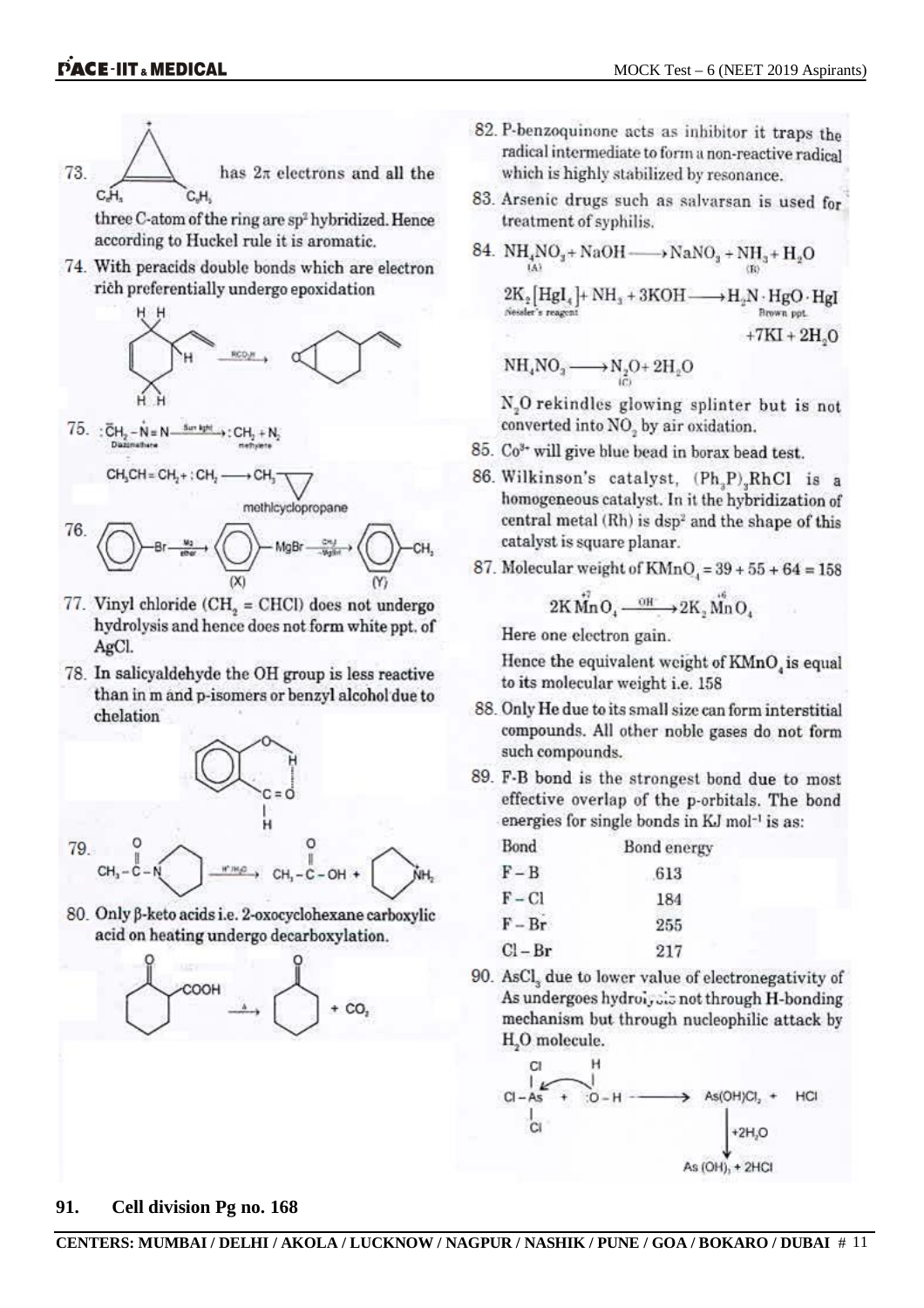73. [cyclopropenyl cation with $C_6H_5$ substituents] has $2\pi$ electrons and all the three C-atom of the ring are $sp^2$ hybridized. Hence according to Huckel rule it is aromatic.

74. With peracids double bonds which are electron rich preferentially undergo epoxidation

$\xrightarrow{RCO_3H}$

75. $:\bar{C}H_2-\overset{+}{N}\equiv N \xrightarrow{\text{Sun light}} :CH_2 + N_2$
Diazomethane → methylene

$CH_3CH=CH_2 + :CH_2 \longrightarrow CH_3$-cyclopropane
methlcyclopropane

76. $C_6H_5-Br \xrightarrow[\text{ether}]{Mg} C_6H_5-MgBr \xrightarrow[-MgI]{CH_3I} C_6H_5-CH_3$
(X) (Y)

77. Vinyl chloride ($CH_2 = CHCl$) does not undergo hydrolysis and hence does not form white ppt. of AgCl.

78. In salicyaldehyde the OH group is less reactive than in m and p-isomers or benzyl alcohol due to chelation

79. $CH_3-\overset{O}{\overset{\|}{C}}-N$(piperidine) $\xrightarrow{H^+/H_2O} CH_3-\overset{O}{\overset{\|}{C}}-OH +$ piperidine ($NH_2^+$)

80. Only β-keto acids i.e. 2-oxocyclohexane carboxylic acid on heating undergo decarboxylation.

2-oxocyclohexanecarboxylic acid $\xrightarrow{\Delta}$ cyclohexanone $+ CO_2$

82. P-benzoquinone acts as inhibitor it traps the radical intermediate to form a non-reactive radical which is highly stabilized by resonance.

83. Arsenic drugs such as salvarsan is used for treatment of syphilis.

84. $\underset{(A)}{NH_4NO_3} + NaOH \longrightarrow NaNO_3 + \underset{(B)}{NH_3} + H_2O$

$\underset{\text{Nessler's reagent}}{2K_2[HgI_4]} + NH_3 + 3KOH \longrightarrow \underset{\text{Brown ppt.}}{H_2N \cdot HgO \cdot HgI} + 7KI + 2H_2O$

$NH_4NO_3 \longrightarrow \underset{(C)}{N_2O} + 2H_2O$

$N_2O$ rekindles glowing splinter but is not converted into $NO_2$ by air oxidation.

85. $Co^{3+}$ will give blue bead in borax bead test.

86. Wilkinson's catalyst, $(Ph_3P)_3RhCl$ is a homogeneous catalyst. In it the hybridization of central metal (Rh) is $dsp^2$ and the shape of this catalyst is square planar.

87. Molecular weight of $KMnO_4 = 39 + 55 + 64 = 158$

$$2K\overset{+7}{Mn}O_4 \xrightarrow{OH^-} 2K_2\overset{+6}{Mn}O_4$$

Here one electron gain.

Hence the equivalent weight of $KMnO_4$ is equal to its molecular weight i.e. 158

88. Only He due to its small size can form interstitial compounds. All other noble gases do not form such compounds.

89. F-B bond is the strongest bond due to most effective overlap of the p-orbitals. The bond energies for single bonds in KJ mol$^{-1}$ is as:

| Bond | Bond energy |
|---|---|
| F – B | 613 |
| F – Cl | 184 |
| F – Br | 255 |
| Cl – Br | 217 |

90. $AsCl_3$ due to lower value of electronegativity of As undergoes hydrolysis not through H-bonding mechanism but through nucleophilic attack by $H_2O$ molecule.

$$AsCl_3 + H_2O \longrightarrow As(OH)Cl_2 + HCl$$
$$\xrightarrow{+2H_2O} As(OH)_3 + 2HCl$$

**91. Cell division Pg no. 168**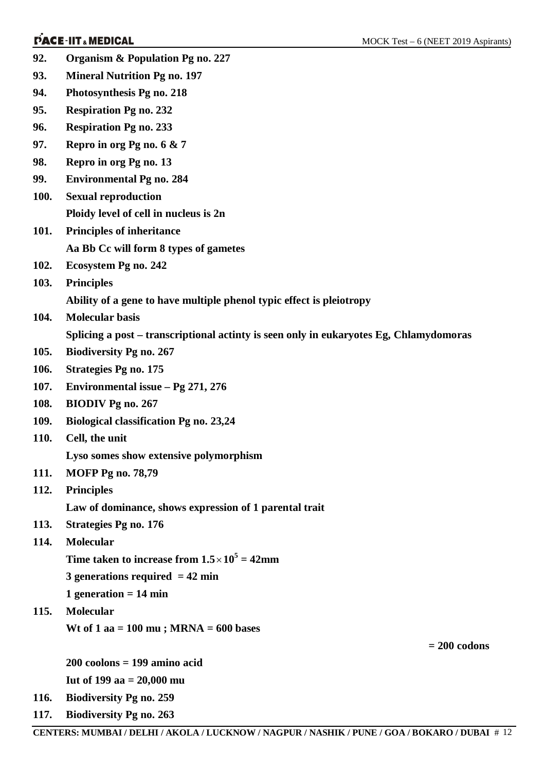**92. Organism & Population Pg no. 227**

**93. Mineral Nutrition Pg no. 197**

**94. Photosynthesis Pg no. 218**

**95. Respiration Pg no. 232**

**96. Respiration Pg no. 233**

**97. Repro in org Pg no. 6 & 7**

**98. Repro in org Pg no. 13**

**99. Environmental Pg no. 284**

**100. Sexual reproduction**

**Ploidy level of cell in nucleus is 2n**

**101. Principles of inheritance**

**Aa Bb Cc will form 8 types of gametes**

**102. Ecosystem Pg no. 242**

**103. Principles**

**Ability of a gene to have multiple phenol typic effect is pleiotropy**

**104. Molecular basis**

**Splicing a post – transcriptional actinty is seen only in eukaryotes Eg, Chlamydomoras**

**105. Biodiversity Pg no. 267**

**106. Strategies Pg no. 175**

**107. Environmental issue – Pg 271, 276**

**108. BIODIV Pg no. 267**

**109. Biological classification Pg no. 23,24**

**110. Cell, the unit**

**Lyso somes show extensive polymorphism**

**111. MOFP Pg no. 78,79**

**112. Principles**

**Law of dominance, shows expression of 1 parental trait**

**113. Strategies Pg no. 176**

**114. Molecular**

**Time taken to increase from $1.5 \times 10^5$ = 42mm**

**3 generations required = 42 min**

**1 generation = 14 min**

**115. Molecular**

**Wt of 1 aa = 100 mu ; MRNA = 600 bases**

**= 200 codons**

**200 coolons = 199 amino acid**

**Iut of 199 aa = 20,000 mu**

**116. Biodiversity Pg no. 259**

**117. Biodiversity Pg no. 263**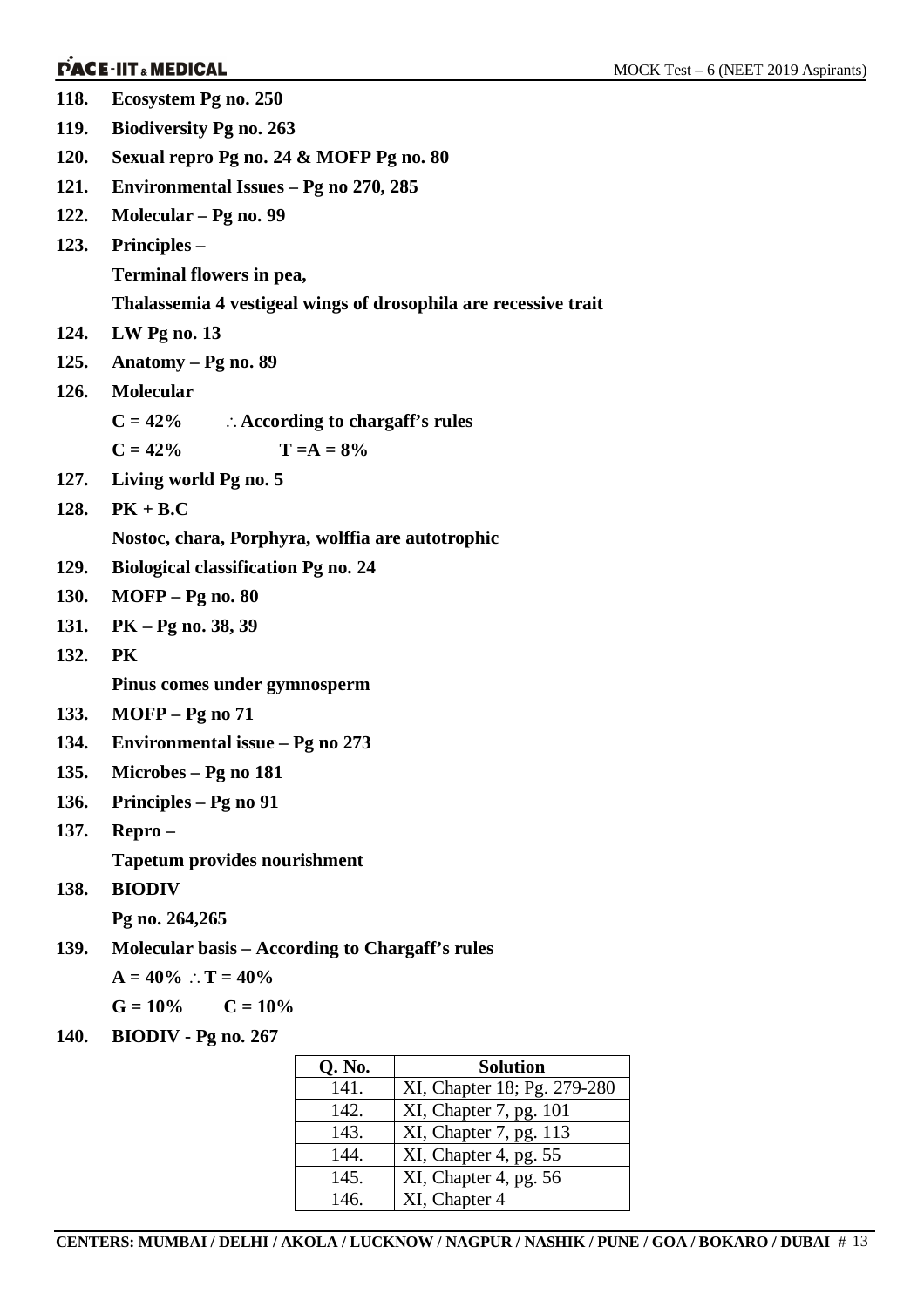**118.** **Ecosystem Pg no. 250**

**119.** **Biodiversity Pg no. 263**

**120.** **Sexual repro Pg no. 24 & MOFP Pg no. 80**

**121.** **Environmental Issues – Pg no 270, 285**

**122.** **Molecular – Pg no. 99**

**123.** **Principles –**

**Terminal flowers in pea,**

**Thalassemia 4 vestigeal wings of drosophila are recessive trait**

**124.** **LW Pg no. 13**

**125.** **Anatomy – Pg no. 89**

**126.** **Molecular**

**C = 42%** $\quad \therefore$ **According to chargaff's rules**

**C = 42%** $\qquad$ **T =A = 8%**

**127.** **Living world Pg no. 5**

**128.** **PK + B.C**

**Nostoc, chara, Porphyra, wolffia are autotrophic**

**129.** **Biological classification Pg no. 24**

**130.** **MOFP – Pg no. 80**

**131.** **PK – Pg no. 38, 39**

**132.** **PK**

**Pinus comes under gymnosperm**

**133.** **MOFP – Pg no 71**

**134.** **Environmental issue – Pg no 273**

**135.** **Microbes – Pg no 181**

**136.** **Principles – Pg no 91**

**137.** **Repro –**

**Tapetum provides nourishment**

**138.** **BIODIV**

**Pg no. 264,265**

**139.** **Molecular basis – According to Chargaff's rules**

**A = 40%** $\therefore$ **T = 40%**

**G = 10%** $\quad$ **C = 10%**

**140.** **BIODIV - Pg no. 267**

| Q. No. | Solution |
|---|---|
| 141. | XI, Chapter 18; Pg. 279-280 |
| 142. | XI, Chapter 7, pg. 101 |
| 143. | XI, Chapter 7, pg. 113 |
| 144. | XI, Chapter 4, pg. 55 |
| 145. | XI, Chapter 4, pg. 56 |
| 146. | XI, Chapter 4 |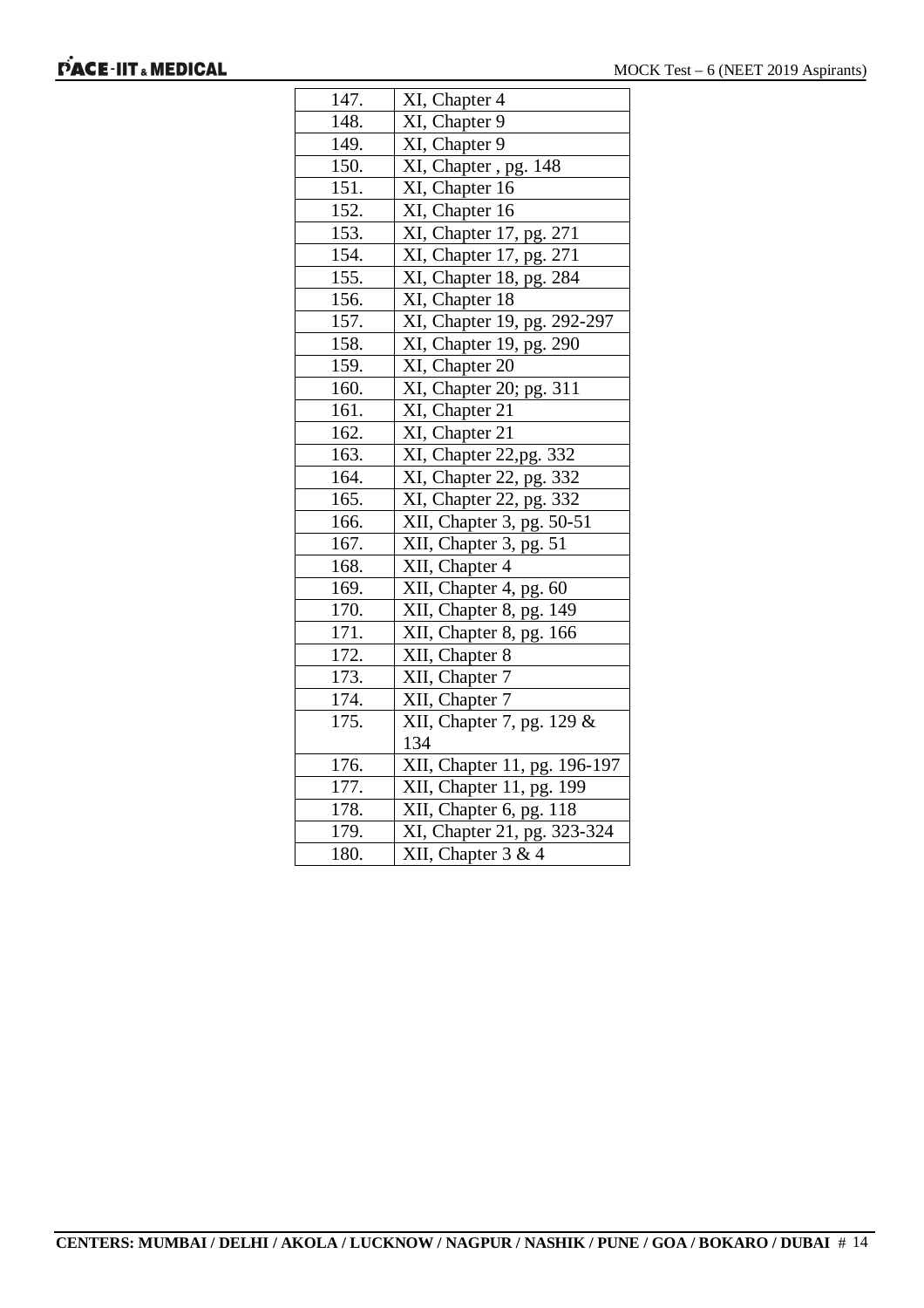| | |
|---|---|
| 147. | XI, Chapter 4 |
| 148. | XI, Chapter 9 |
| 149. | XI, Chapter 9 |
| 150. | XI, Chapter , pg. 148 |
| 151. | XI, Chapter 16 |
| 152. | XI, Chapter 16 |
| 153. | XI, Chapter 17, pg. 271 |
| 154. | XI, Chapter 17, pg. 271 |
| 155. | XI, Chapter 18, pg. 284 |
| 156. | XI, Chapter 18 |
| 157. | XI, Chapter 19, pg. 292-297 |
| 158. | XI, Chapter 19, pg. 290 |
| 159. | XI, Chapter 20 |
| 160. | XI, Chapter 20; pg. 311 |
| 161. | XI, Chapter 21 |
| 162. | XI, Chapter 21 |
| 163. | XI, Chapter 22,pg. 332 |
| 164. | XI, Chapter 22, pg. 332 |
| 165. | XI, Chapter 22, pg. 332 |
| 166. | XII, Chapter 3, pg. 50-51 |
| 167. | XII, Chapter 3, pg. 51 |
| 168. | XII, Chapter 4 |
| 169. | XII, Chapter 4, pg. 60 |
| 170. | XII, Chapter 8, pg. 149 |
| 171. | XII, Chapter 8, pg. 166 |
| 172. | XII, Chapter 8 |
| 173. | XII, Chapter 7 |
| 174. | XII, Chapter 7 |
| 175. | XII, Chapter 7, pg. 129 & 134 |
| 176. | XII, Chapter 11, pg. 196-197 |
| 177. | XII, Chapter 11, pg. 199 |
| 178. | XII, Chapter 6, pg. 118 |
| 179. | XI, Chapter 21, pg. 323-324 |
| 180. | XII, Chapter 3 & 4 |